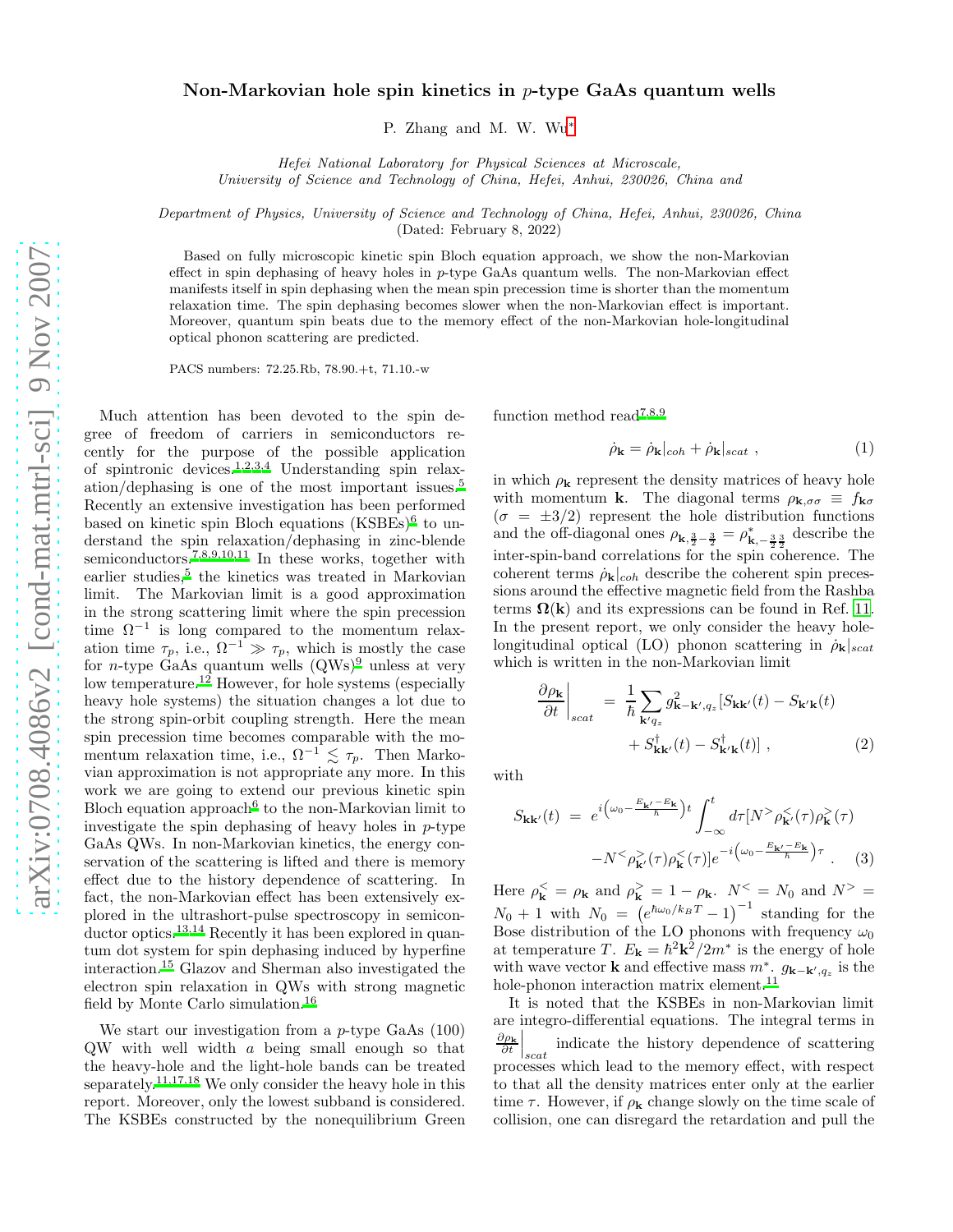# Non-Markovian hole spin kinetics in $p$-type GaAs quantum wells

P. Zhang and M. W. Wu[*]

*Hefei National Laboratory for Physical Sciences at Microscale, University of Science and Technology of China, Hefei, Anhui, 230026, China and*

*Department of Physics, University of Science and Technology of China, Hefei, Anhui, 230026, China*

(Dated: February 8, 2022)

Based on fully microscopic kinetic spin Bloch equation approach, we show the non-Markovian effect in spin dephasing of heavy holes in $p$-type GaAs quantum wells. The non-Markovian effect manifests itself in spin dephasing when the mean spin precession time is shorter than the momentum relaxation time. The spin dephasing becomes slower when the non-Markovian effect is important. Moreover, quantum spin beats due to the memory effect of the non-Markovian hole-longitudinal optical phonon scattering are predicted.

PACS numbers: 72.25.Rb, 78.90.+t, 71.10.-w

Much attention has been devoted to the spin degree of freedom of carriers in semiconductors recently for the purpose of the possible application of spintronic devices.[1,2,3,4] Understanding spin relaxation/dephasing is one of the most important issues.[5] Recently an extensive investigation has been performed based on kinetic spin Bloch equations (KSBEs)[6] to understand the spin relaxation/dephasing in zinc-blende semiconductors.[7,8,9,10,11] In these works, together with earlier studies,[5] the kinetics was treated in Markovian limit. The Markovian limit is a good approximation in the strong scattering limit where the spin precession time $\Omega^{-1}$ is long compared to the momentum relaxation time $\tau_p$, i.e., $\Omega^{-1} \gg \tau_p$, which is mostly the case for $n$-type GaAs quantum wells (QWs)[9] unless at very low temperature.[12] However, for hole systems (especially heavy hole systems) the situation changes a lot due to the strong spin-orbit coupling strength. Here the mean spin precession time becomes comparable with the momentum relaxation time, i.e., $\Omega^{-1} \lesssim \tau_p$. Then Markovian approximation is not appropriate any more. In this work we are going to extend our previous kinetic spin Bloch equation approach[6] to the non-Markovian limit to investigate the spin dephasing of heavy holes in $p$-type GaAs QWs. In non-Markovian kinetics, the energy conservation of the scattering is lifted and there is memory effect due to the history dependence of scattering. In fact, the non-Markovian effect has been extensively explored in the ultrashort-pulse spectroscopy in semiconductor optics.[13,14] Recently it has been explored in quantum dot system for spin dephasing induced by hyperfine interaction.[15] Glazov and Sherman also investigated the electron spin relaxation in QWs with strong magnetic field by Monte Carlo simulation.[16]

We start our investigation from a $p$-type GaAs (100) QW with well width $a$ being small enough so that the heavy-hole and the light-hole bands can be treated separately.[11,17,18] We only consider the heavy hole in this report. Moreover, only the lowest subband is considered. The KSBEs constructed by the nonequilibrium Green function method read[7,8,9]

$$\dot{\rho}_{\mathbf{k}} = \dot{\rho}_{\mathbf{k}}|_{coh} + \dot{\rho}_{\mathbf{k}}|_{scat} \ , \tag{1}$$

in which $\rho_{\mathbf{k}}$ represent the density matrices of heavy hole with momentum $\mathbf{k}$. The diagonal terms $\rho_{\mathbf{k},\sigma\sigma} \equiv f_{\mathbf{k}\sigma}$ ($\sigma = \pm 3/2$) represent the hole distribution functions and the off-diagonal ones $\rho_{\mathbf{k},\frac{3}{2}-\frac{3}{2}} = \rho^*_{\mathbf{k},-\frac{3}{2}\frac{3}{2}}$ describe the inter-spin-band correlations for the spin coherence. The coherent terms $\dot{\rho}_{\mathbf{k}}|_{coh}$ describe the coherent spin precessions around the effective magnetic field from the Rashba terms $\mathbf{\Omega}(\mathbf{k})$ and its expressions can be found in Ref. [11]. In the present report, we only consider the heavy hole-longitudinal optical (LO) phonon scattering in $\dot{\rho}_{\mathbf{k}}|_{scat}$ which is written in the non-Markovian limit

$$\left.\frac{\partial \rho_{\mathbf{k}}}{\partial t}\right|_{scat} = \frac{1}{\hbar}\sum_{\mathbf{k}'q_z} g^2_{\mathbf{k}-\mathbf{k}',q_z}[S_{\mathbf{k}\mathbf{k}'}(t) - S_{\mathbf{k}'\mathbf{k}}(t) + S^{\dagger}_{\mathbf{k}\mathbf{k}'}(t) - S^{\dagger}_{\mathbf{k}'\mathbf{k}}(t)] \ , \tag{2}$$

with

$$S_{\mathbf{k}\mathbf{k}'}(t) = e^{i\left(\omega_0 - \frac{E_{\mathbf{k}'}-E_{\mathbf{k}}}{\hbar}\right)t}\int_{-\infty}^{t} d\tau [N^{>}\rho^{<}_{\mathbf{k}'}(\tau)\rho^{>}_{\mathbf{k}}(\tau) - N^{<}\rho^{>}_{\mathbf{k}'}(\tau)\rho^{<}_{\mathbf{k}}(\tau)] e^{-i\left(\omega_0 - \frac{E_{\mathbf{k}'}-E_{\mathbf{k}}}{\hbar}\right)\tau} \ . \tag{3}$$

Here $\rho^{<}_{\mathbf{k}} = \rho_{\mathbf{k}}$ and $\rho^{>}_{\mathbf{k}} = 1 - \rho_{\mathbf{k}}$. $N^{<} = N_0$ and $N^{>} = N_0 + 1$ with $N_0 = \left(e^{\hbar\omega_0/k_BT} - 1\right)^{-1}$ standing for the Bose distribution of the LO phonons with frequency $\omega_0$ at temperature $T$. $E_{\mathbf{k}} = \hbar^2\mathbf{k}^2/2m^*$ is the energy of hole with wave vector $\mathbf{k}$ and effective mass $m^*$. $g_{\mathbf{k}-\mathbf{k}',q_z}$ is the hole-phonon interaction matrix element.[11]

It is noted that the KSBEs in non-Markovian limit are integro-differential equations. The integral terms in $\left.\frac{\partial \rho_{\mathbf{k}}}{\partial t}\right|_{scat}$ indicate the history dependence of scattering processes which lead to the memory effect, with respect to that all the density matrices enter only at the earlier time $\tau$. However, if $\rho_{\mathbf{k}}$ change slowly on the time scale of collision, one can disregard the retardation and pull the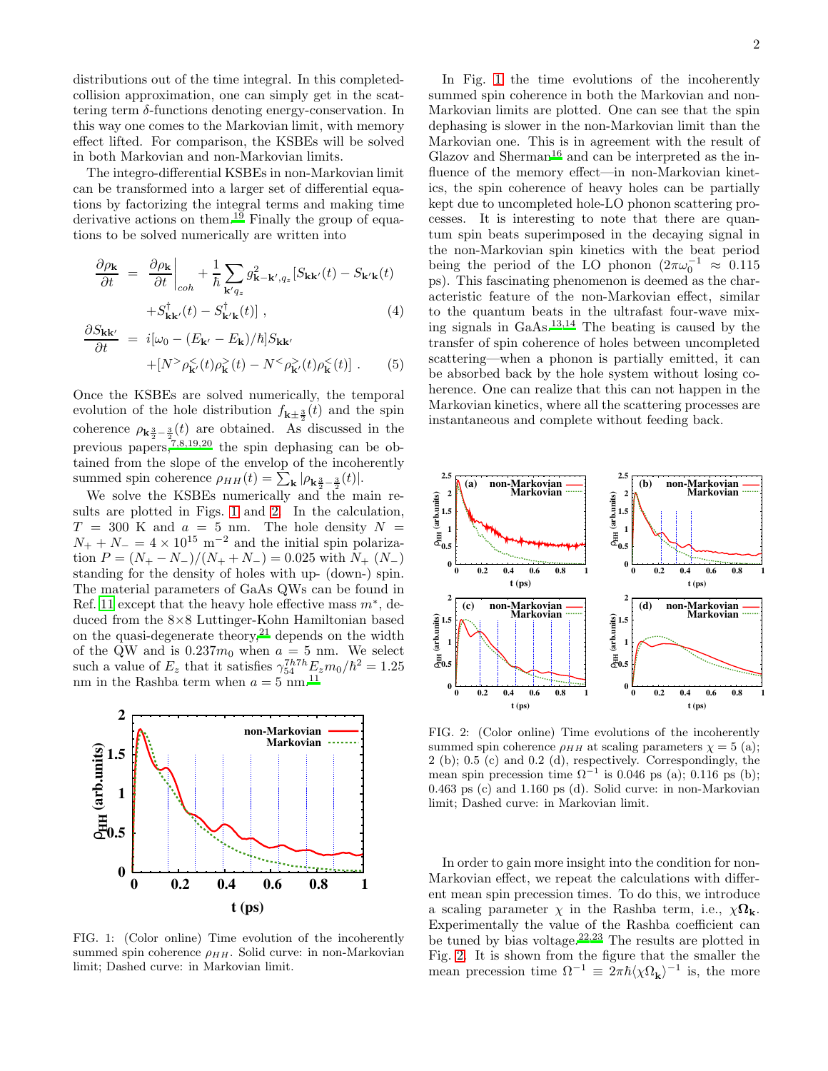distributions out of the time integral. In this completed-collision approximation, one can simply get in the scattering term $\delta$-functions denoting energy-conservation. In this way one comes to the Markovian limit, with memory effect lifted. For comparison, the KSBEs will be solved in both Markovian and non-Markovian limits.

The integro-differential KSBEs in non-Markovian limit can be transformed into a larger set of differential equations by factorizing the integral terms and making time derivative actions on them.[19] Finally the group of equations to be solved numerically are written into

$$\frac{\partial \rho_{\mathbf{k}}}{\partial t} = \left.\frac{\partial \rho_{\mathbf{k}}}{\partial t}\right|_{coh} + \frac{1}{\hbar}\sum_{\mathbf{k}'q_z} g^2_{\mathbf{k}-\mathbf{k}',q_z}[S_{\mathbf{k}\mathbf{k}'}(t) - S_{\mathbf{k}'\mathbf{k}}(t) + S^{\dagger}_{\mathbf{k}\mathbf{k}'}(t) - S^{\dagger}_{\mathbf{k}'\mathbf{k}}(t)] \ , \quad (4)$$

$$\frac{\partial S_{\mathbf{k}\mathbf{k}'}}{\partial t} = i[\omega_0 - (E_{\mathbf{k}'} - E_{\mathbf{k}})/\hbar]S_{\mathbf{k}\mathbf{k}'} + [N^{>}\rho^{<}_{\mathbf{k}'}(t)\rho^{>}_{\mathbf{k}}(t) - N^{<}\rho^{>}_{\mathbf{k}'}(t)\rho^{<}_{\mathbf{k}}(t)] \ . \quad (5)$$

Once the KSBEs are solved numerically, the temporal evolution of the hole distribution $f_{\mathbf{k}\pm\frac{3}{2}}(t)$ and the spin coherence $\rho_{\mathbf{k}\frac{3}{2}-\frac{3}{2}}(t)$ are obtained. As discussed in the previous papers,[7,8,19,20] the spin dephasing can be obtained from the slope of the envelop of the incoherently summed spin coherence $\rho_{HH}(t) = \sum_{\mathbf{k}} |\rho_{\mathbf{k}\frac{3}{2}-\frac{3}{2}}(t)|$.

We solve the KSBEs numerically and the main results are plotted in Figs. 1 and 2. In the calculation, $T = 300$ K and $a = 5$ nm. The hole density $N = N_+ + N_- = 4 \times 10^{15}$ m$^{-2}$ and the initial spin polarization $P = (N_+ - N_-)/(N_+ + N_-) = 0.025$ with $N_+$ ($N_-$) standing for the density of holes with up- (down-) spin. The material parameters of GaAs QWs can be found in Ref. 11 except that the heavy hole effective mass $m^*$, deduced from the 8×8 Luttinger-Kohn Hamiltonian based on the quasi-degenerate theory,[21] depends on the width of the QW and is $0.237m_0$ when $a = 5$ nm. We select such a value of $E_z$ that it satisfies $\gamma^{7h7h}_{54}E_z m_0/\hbar^2 = 1.25$ nm in the Rashba term when $a = 5$ nm.[11]

FIG. 1: (Color online) Time evolution of the incoherently summed spin coherence $\rho_{HH}$. Solid curve: in non-Markovian limit; Dashed curve: in Markovian limit.

In Fig. 1 the time evolutions of the incoherently summed spin coherence in both the Markovian and non-Markovian limits are plotted. One can see that the spin dephasing is slower in the non-Markovian limit than the Markovian one. This is in agreement with the result of Glazov and Sherman[16] and can be interpreted as the influence of the memory effect—in non-Markovian kinetics, the spin coherence of heavy holes can be partially kept due to uncompleted hole-LO phonon scattering processes. It is interesting to note that there are quantum spin beats superimposed in the decaying signal in the non-Markovian spin kinetics with the beat period being the period of the LO phonon ($2\pi\omega_0^{-1} \approx 0.115$ ps). This fascinating phenomenon is deemed as the characteristic feature of the non-Markovian effect, similar to the quantum beats in the ultrafast four-wave mixing signals in GaAs.[13,14] The beating is caused by the transfer of spin coherence of holes between uncompleted scattering—when a phonon is partially emitted, it can be absorbed back by the hole system without losing coherence. One can realize that this can not happen in the Markovian kinetics, where all the scattering processes are instantaneous and complete without feeding back.

FIG. 2: (Color online) Time evolutions of the incoherently summed spin coherence $\rho_{HH}$ at scaling parameters $\chi = 5$ (a); 2 (b); 0.5 (c) and 0.2 (d), respectively. Correspondingly, the mean spin precession time $\Omega^{-1}$ is 0.046 ps (a); 0.116 ps (b); 0.463 ps (c) and 1.160 ps (d). Solid curve: in non-Markovian limit; Dashed curve: in Markovian limit.

In order to gain more insight into the condition for non-Markovian effect, we repeat the calculations with different mean spin precession times. To do this, we introduce a scaling parameter $\chi$ in the Rashba term, i.e., $\chi\mathbf{\Omega}_{\mathbf{k}}$. Experimentally the value of the Rashba coefficient can be tuned by bias voltage.[22,23] The results are plotted in Fig. 2. It is shown from the figure that the smaller the mean precession time $\Omega^{-1} \equiv 2\pi\hbar\langle\chi\Omega_{\mathbf{k}}\rangle^{-1}$ is, the more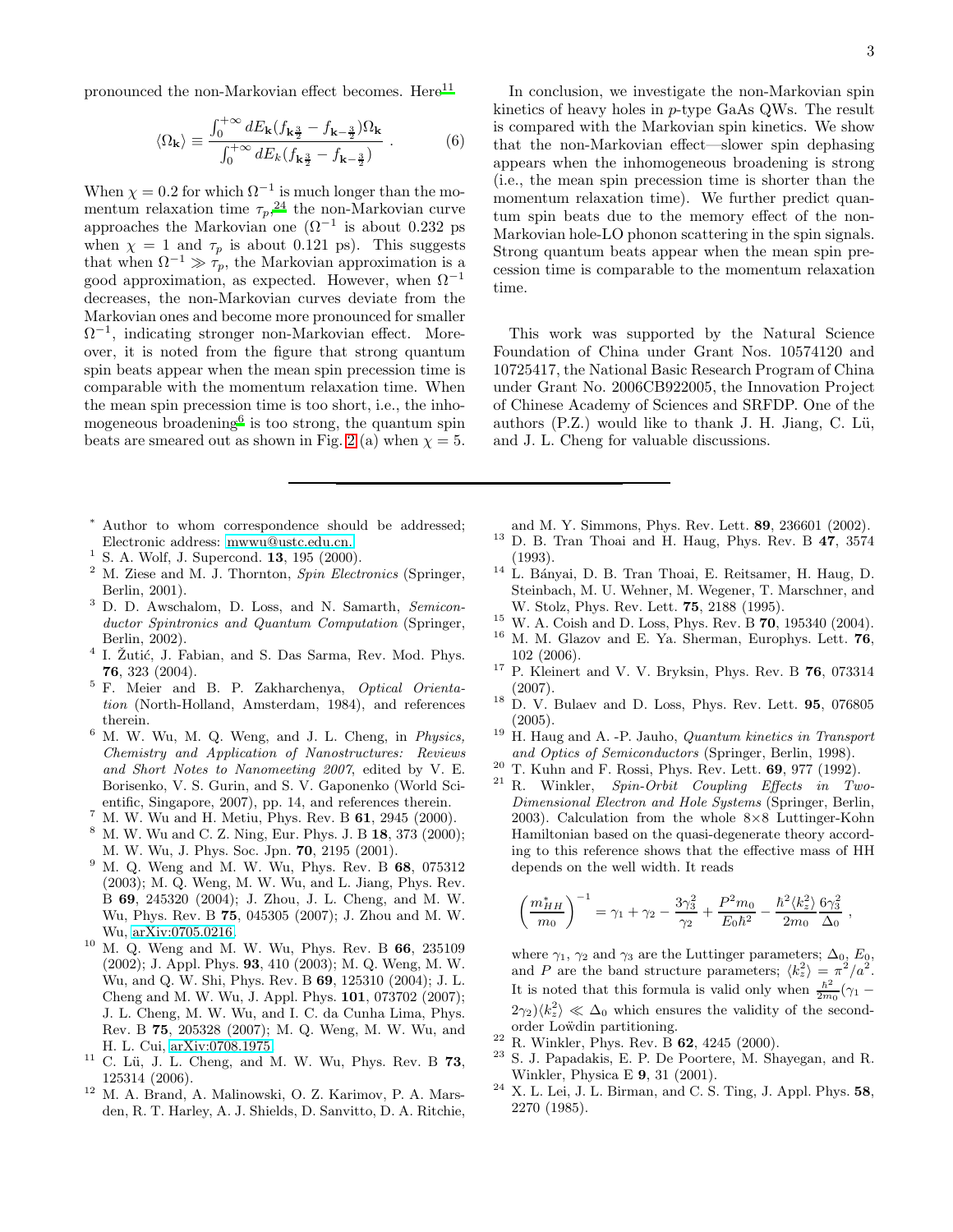pronounced the non-Markovian effect becomes. Here[11]

$$\langle \Omega_{\mathbf{k}} \rangle \equiv \frac{\int_0^{+\infty} dE_{\mathbf{k}} (f_{\mathbf{k}\frac{3}{2}} - f_{\mathbf{k}-\frac{3}{2}}) \Omega_{\mathbf{k}}}{\int_0^{+\infty} dE_k (f_{\mathbf{k}\frac{3}{2}} - f_{\mathbf{k}-\frac{3}{2}})} \ . \qquad (6)$$

When $\chi = 0.2$ for which $\Omega^{-1}$ is much longer than the momentum relaxation time $\tau_p$,[24] the non-Markovian curve approaches the Markovian one ($\Omega^{-1}$ is about 0.232 ps when $\chi = 1$ and $\tau_p$ is about 0.121 ps). This suggests that when $\Omega^{-1} \gg \tau_p$, the Markovian approximation is a good approximation, as expected. However, when $\Omega^{-1}$ decreases, the non-Markovian curves deviate from the Markovian ones and become more pronounced for smaller $\Omega^{-1}$, indicating stronger non-Markovian effect. Moreover, it is noted from the figure that strong quantum spin beats appear when the mean spin precession time is comparable with the momentum relaxation time. When the mean spin precession time is too short, i.e., the inhomogeneous broadening[6] is too strong, the quantum spin beats are smeared out as shown in Fig. 2 (a) when $\chi = 5$.

In conclusion, we investigate the non-Markovian spin kinetics of heavy holes in *p*-type GaAs QWs. The result is compared with the Markovian spin kinetics. We show that the non-Markovian effect—slower spin dephasing appears when the inhomogeneous broadening is strong (i.e., the mean spin precession time is shorter than the momentum relaxation time). We further predict quantum spin beats due to the memory effect of the non-Markovian hole-LO phonon scattering in the spin signals. Strong quantum beats appear when the mean spin precession time is comparable to the momentum relaxation time.

This work was supported by the Natural Science Foundation of China under Grant Nos. 10574120 and 10725417, the National Basic Research Program of China under Grant No. 2006CB922005, the Innovation Project of Chinese Academy of Sciences and SRFDP. One of the authors (P.Z.) would like to thank J. H. Jiang, C. Lü, and J. L. Cheng for valuable discussions.

---

[*] Author to whom correspondence should be addressed; Electronic address: mwwu@ustc.edu.cn.

[1] S. A. Wolf, J. Supercond. **13**, 195 (2000).

[2] M. Ziese and M. J. Thornton, *Spin Electronics* (Springer, Berlin, 2001).

[3] D. D. Awschalom, D. Loss, and N. Samarth, *Semiconductor Spintronics and Quantum Computation* (Springer, Berlin, 2002).

[4] I. Žutić, J. Fabian, and S. Das Sarma, Rev. Mod. Phys. **76**, 323 (2004).

[5] F. Meier and B. P. Zakharchenya, *Optical Orientation* (North-Holland, Amsterdam, 1984), and references therein.

[6] M. W. Wu, M. Q. Weng, and J. L. Cheng, in *Physics, Chemistry and Application of Nanostructures: Reviews and Short Notes to Nanomeeting 2007*, edited by V. E. Borisenko, V. S. Gurin, and S. V. Gaponenko (World Scientific, Singapore, 2007), pp. 14, and references therein.

[7] M. W. Wu and H. Metiu, Phys. Rev. B **61**, 2945 (2000).

[8] M. W. Wu and C. Z. Ning, Eur. Phys. J. B **18**, 373 (2000); M. W. Wu, J. Phys. Soc. Jpn. **70**, 2195 (2001).

[9] M. Q. Weng and M. W. Wu, Phys. Rev. B **68**, 075312 (2003); M. Q. Weng, M. W. Wu, and L. Jiang, Phys. Rev. B **69**, 245320 (2004); J. Zhou, J. L. Cheng, and M. W. Wu, Phys. Rev. B **75**, 045305 (2007); J. Zhou and M. W. Wu, arXiv:0705.0216.

[10] M. Q. Weng and M. W. Wu, Phys. Rev. B **66**, 235109 (2002); J. Appl. Phys. **93**, 410 (2003); M. Q. Weng, M. W. Wu, and Q. W. Shi, Phys. Rev. B **69**, 125310 (2004); J. L. Cheng and M. W. Wu, J. Appl. Phys. **101**, 073702 (2007); J. L. Cheng, M. W. Wu, and I. C. da Cunha Lima, Phys. Rev. B **75**, 205328 (2007); M. Q. Weng, M. W. Wu, and H. L. Cui, arXiv:0708.1975.

[11] C. Lü, J. L. Cheng, and M. W. Wu, Phys. Rev. B **73**, 125314 (2006).

[12] M. A. Brand, A. Malinowski, O. Z. Karimov, P. A. Marsden, R. T. Harley, A. J. Shields, D. Sanvitto, D. A. Ritchie, and M. Y. Simmons, Phys. Rev. Lett. **89**, 236601 (2002).

[13] D. B. Tran Thoai and H. Haug, Phys. Rev. B **47**, 3574 (1993).

[14] L. Bányai, D. B. Tran Thoai, E. Reitsamer, H. Haug, D. Steinbach, M. U. Wehner, M. Wegener, T. Marschner, and W. Stolz, Phys. Rev. Lett. **75**, 2188 (1995).

[15] W. A. Coish and D. Loss, Phys. Rev. B **70**, 195340 (2004).

[16] M. M. Glazov and E. Ya. Sherman, Europhys. Lett. **76**, 102 (2006).

[17] P. Kleinert and V. V. Bryksin, Phys. Rev. B **76**, 073314 (2007).

[18] D. V. Bulaev and D. Loss, Phys. Rev. Lett. **95**, 076805 (2005).

[19] H. Haug and A. -P. Jauho, *Quantum kinetics in Transport and Optics of Semiconductors* (Springer, Berlin, 1998).

[20] T. Kuhn and F. Rossi, Phys. Rev. Lett. **69**, 977 (1992).

[21] R. Winkler, *Spin-Orbit Coupling Effects in Two-Dimensional Electron and Hole Systems* (Springer, Berlin, 2003). Calculation from the whole 8×8 Luttinger-Kohn Hamiltonian based on the quasi-degenerate theory according to this reference shows that the effective mass of HH depends on the well width. It reads

$$\left(\frac{m^*_{HH}}{m_0}\right)^{-1} = \gamma_1 + \gamma_2 - \frac{3\gamma_3^2}{\gamma_2} + \frac{P^2 m_0}{E_0 \hbar^2} - \frac{\hbar^2 \langle k_z^2 \rangle}{2m_0} \frac{6\gamma_3^2}{\Delta_0} \ ,$$

where $\gamma_1$, $\gamma_2$ and $\gamma_3$ are the Luttinger parameters; $\Delta_0$, $E_0$, and $P$ are the band structure parameters; $\langle k_z^2 \rangle = \pi^2/a^2$. It is noted that this formula is valid only when $\frac{\hbar^2}{2m_0}(\gamma_1 - 2\gamma_2)\langle k_z^2 \rangle \ll \Delta_0$ which ensures the validity of the second-order Löwdin partitioning.

[22] R. Winkler, Phys. Rev. B **62**, 4245 (2000).

[23] S. J. Papadakis, E. P. De Poortere, M. Shayegan, and R. Winkler, Physica E **9**, 31 (2001).

[24] X. L. Lei, J. L. Birman, and C. S. Ting, J. Appl. Phys. **58**, 2270 (1985).